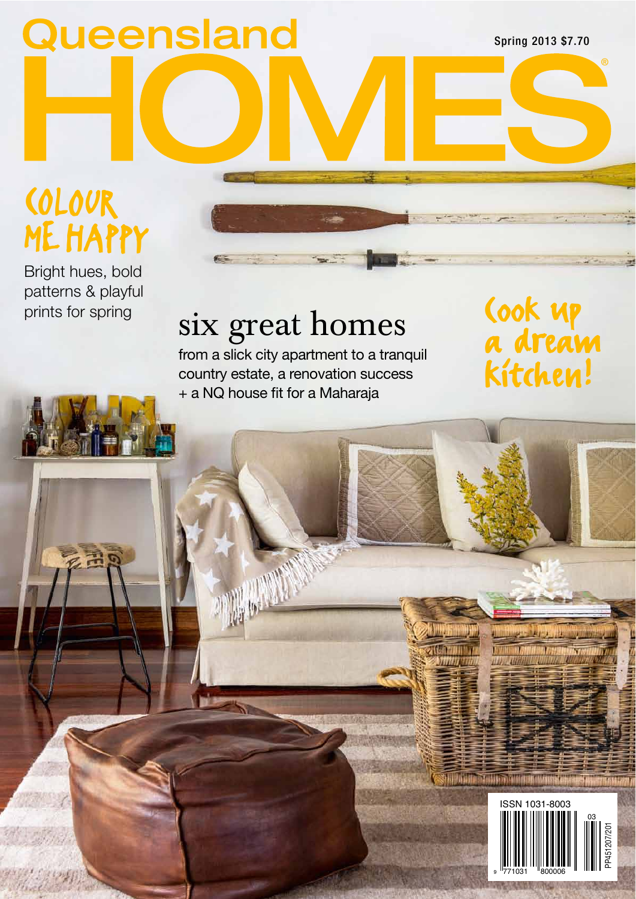# Queensland HOMES

Spring 2013 $7.70

## COLOUR ME HAPPY

Bright hues, bold patterns & playful prints for spring

## six great homes

from a slick city apartment to a tranquil country estate, a renovation success + a NQ house fit for a Maharaja

## Cook up a dream kitchen!

ISSN 1031-8003

03

9 771031 800006

PP451207/201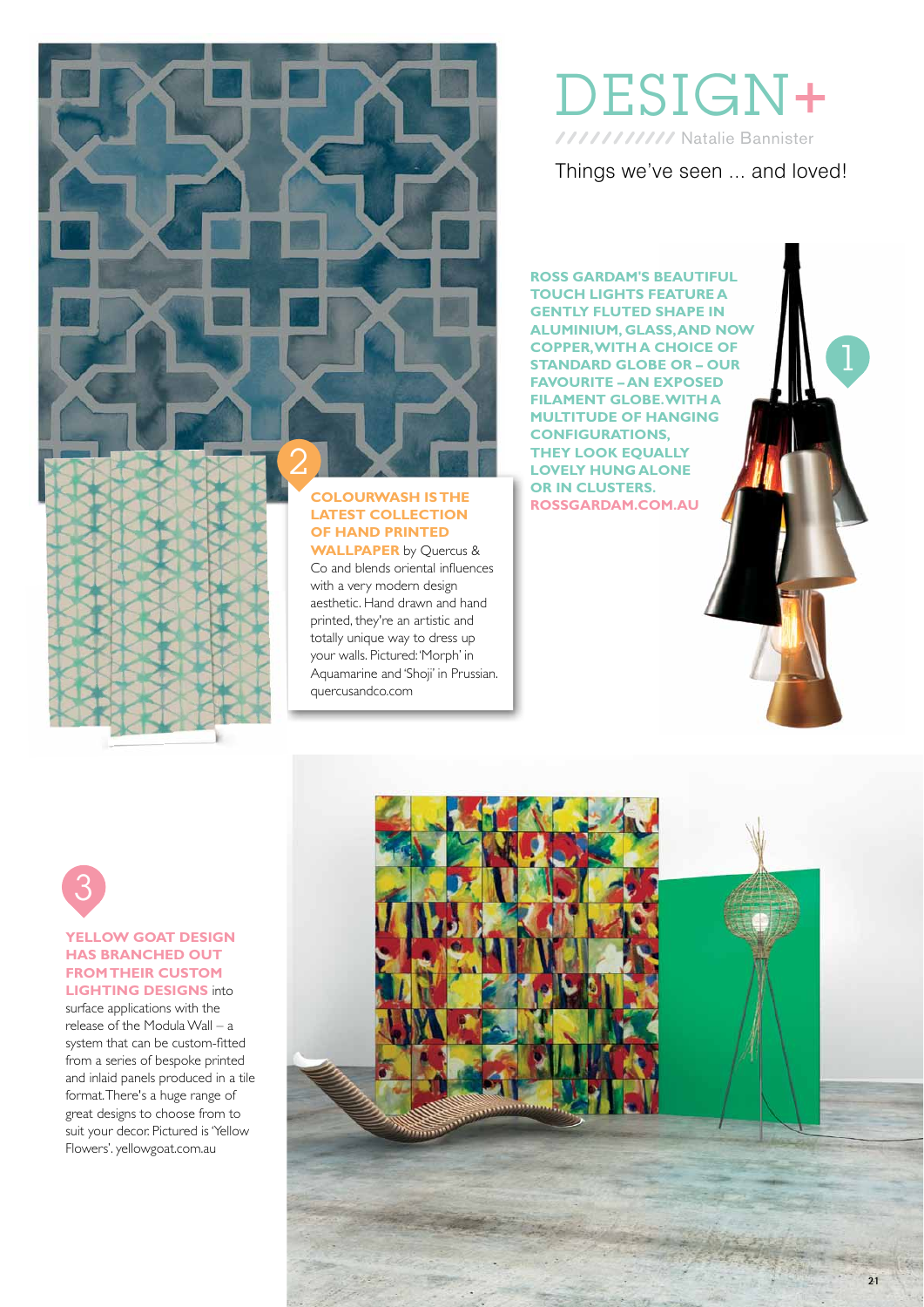# DESIGN+

/////////// Natalie Bannister

Things we've seen ... and loved!

1

**ROSS GARDAM'S BEAUTIFUL TOUCH LIGHTS FEATURE A GENTLY FLUTED SHAPE IN ALUMINIUM, GLASS, AND NOW COPPER, WITH A CHOICE OF STANDARD GLOBE OR – OUR FAVOURITE – AN EXPOSED FILAMENT GLOBE. WITH A MULTITUDE OF HANGING CONFIGURATIONS, THEY LOOK EQUALLY LOVELY HUNG ALONE OR IN CLUSTERS. ROSSGARDAM.COM.AU**

2

**COLOURWASH IS THE LATEST COLLECTION OF HAND PRINTED WALLPAPER** by Quercus & Co and blends oriental influences with a very modern design aesthetic. Hand drawn and hand printed, they're an artistic and totally unique way to dress up your walls. Pictured: 'Morph' in Aquamarine and 'Shoji' in Prussian. quercusandco.com

3

**YELLOW GOAT DESIGN HAS BRANCHED OUT FROM THEIR CUSTOM LIGHTING DESIGNS** into surface applications with the release of the Modula Wall – a system that can be custom-fitted from a series of bespoke printed and inlaid panels produced in a tile format. There's a huge range of great designs to choose from to suit your decor. Pictured is 'Yellow Flowers'. yellowgoat.com.au